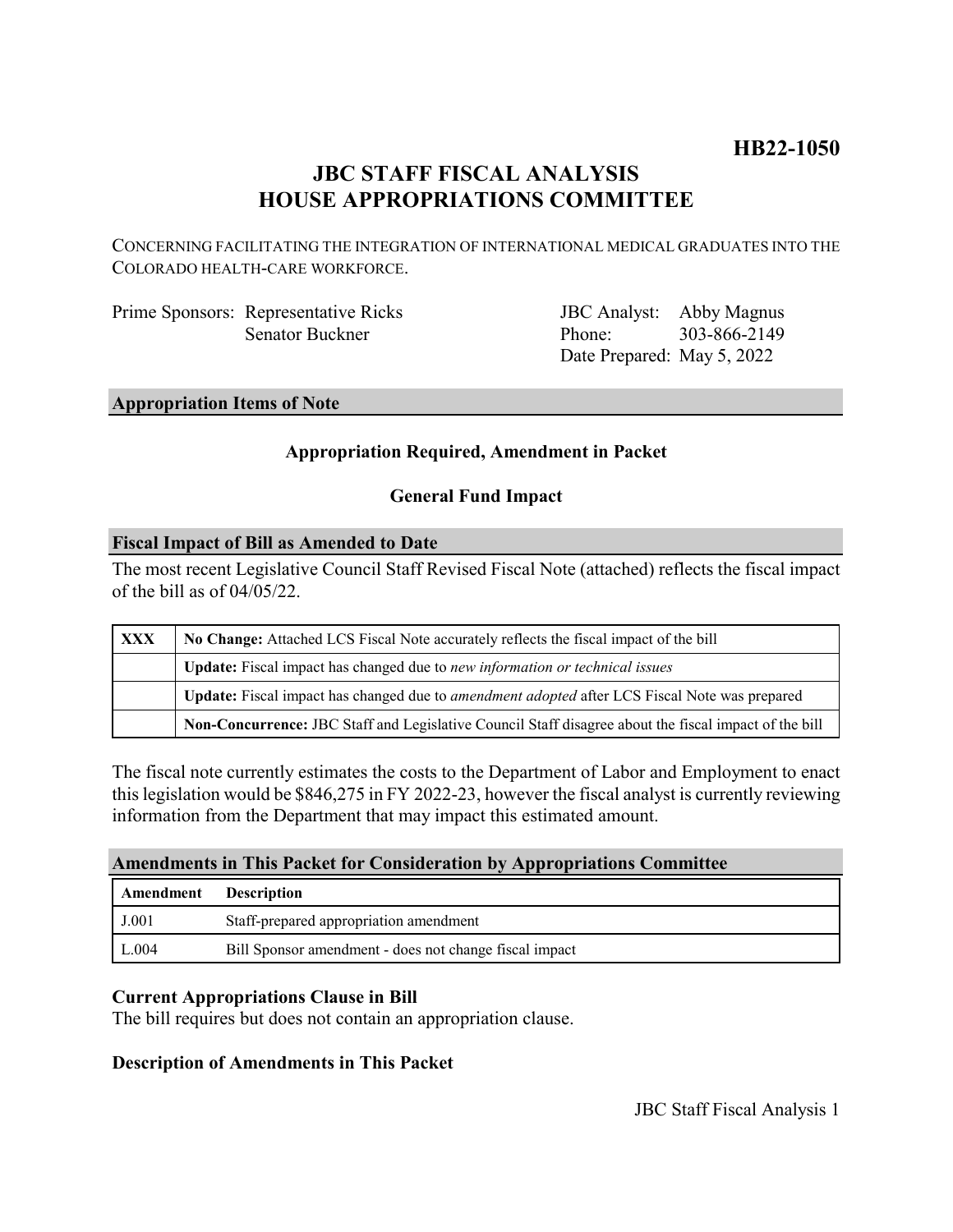**HB22-1050**

# JBC STAFF FISCAL ANALYSIS
# HOUSE APPROPRIATIONS COMMITTEE

CONCERNING FACILITATING THE INTEGRATION OF INTERNATIONAL MEDICAL GRADUATES INTO THE COLORADO HEALTH-CARE WORKFORCE.

| | | | |
|---|---|---|---|
| Prime Sponsors: | Representative Ricks | JBC Analyst: | Abby Magnus |
| | Senator Buckner | Phone: | 303-866-2149 |
| | | Date Prepared: | May 5, 2022 |

## Appropriation Items of Note

**Appropriation Required, Amendment in Packet**

**General Fund Impact**

## Fiscal Impact of Bill as Amended to Date

The most recent Legislative Council Staff Revised Fiscal Note (attached) reflects the fiscal impact of the bill as of 04/05/22.

| | |
|---|---|
| **XXX** | **No Change:** Attached LCS Fiscal Note accurately reflects the fiscal impact of the bill |
| | **Update:** Fiscal impact has changed due to *new information or technical issues* |
| | **Update:** Fiscal impact has changed due to *amendment adopted* after LCS Fiscal Note was prepared |
| | **Non-Concurrence:** JBC Staff and Legislative Council Staff disagree about the fiscal impact of the bill |

The fiscal note currently estimates the costs to the Department of Labor and Employment to enact this legislation would be $846,275 in FY 2022-23, however the fiscal analyst is currently reviewing information from the Department that may impact this estimated amount.

## Amendments in This Packet for Consideration by Appropriations Committee

| Amendment | Description |
|---|---|
| J.001 | Staff-prepared appropriation amendment |
| L.004 | Bill Sponsor amendment - does not change fiscal impact |

### Current Appropriations Clause in Bill

The bill requires but does not contain an appropriation clause.

### Description of Amendments in This Packet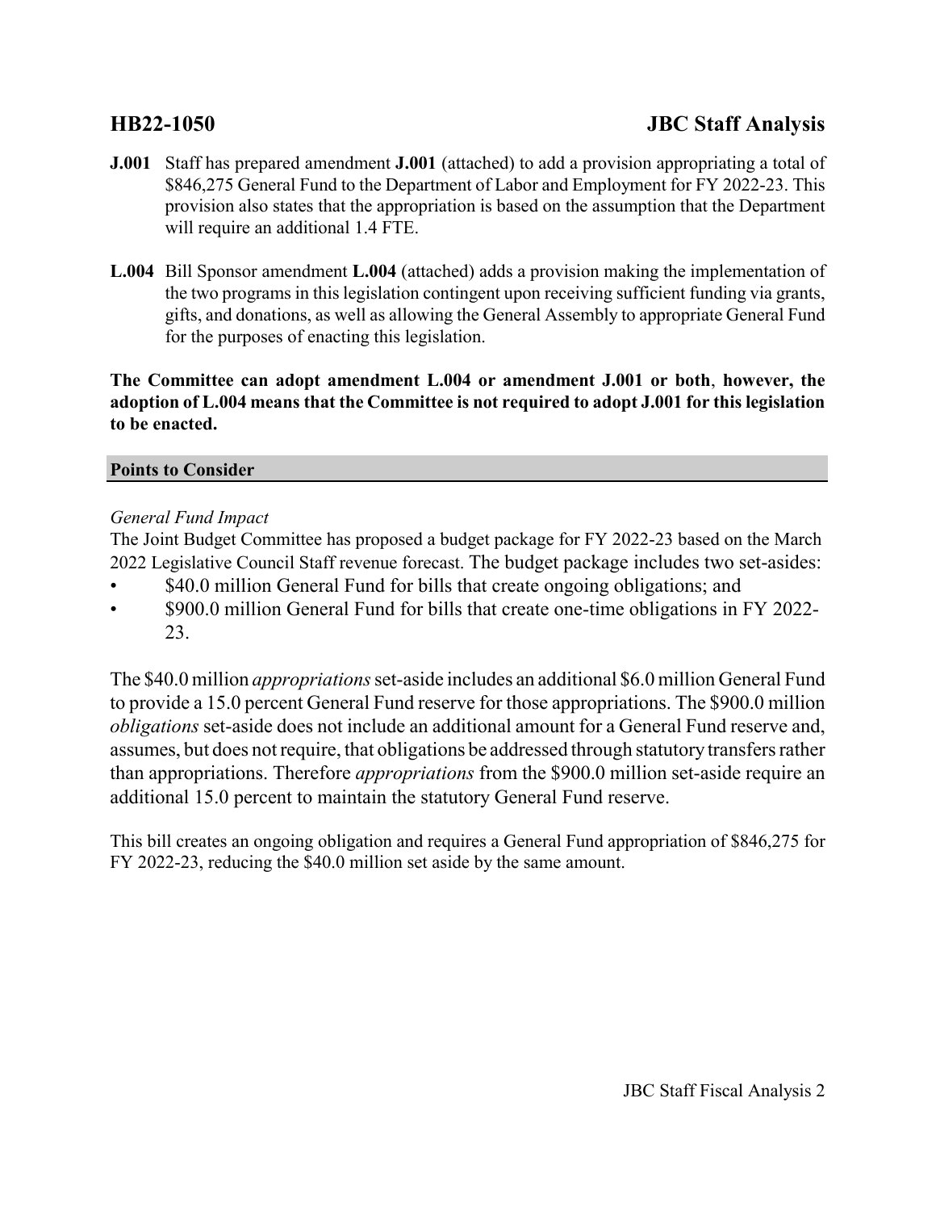**J.001** Staff has prepared amendment **J.001** (attached) to add a provision appropriating a total of $846,275 General Fund to the Department of Labor and Employment for FY 2022-23. This provision also states that the appropriation is based on the assumption that the Department will require an additional 1.4 FTE.

**L.004** Bill Sponsor amendment **L.004** (attached) adds a provision making the implementation of the two programs in this legislation contingent upon receiving sufficient funding via grants, gifts, and donations, as well as allowing the General Assembly to appropriate General Fund for the purposes of enacting this legislation.

**The Committee can adopt amendment L.004 or amendment J.001 or both, however, the adoption of L.004 means that the Committee is not required to adopt J.001 for this legislation to be enacted.**

## Points to Consider

*General Fund Impact*

The Joint Budget Committee has proposed a budget package for FY 2022-23 based on the March 2022 Legislative Council Staff revenue forecast. The budget package includes two set-asides:

- $40.0 million General Fund for bills that create ongoing obligations; and
- $900.0 million General Fund for bills that create one-time obligations in FY 2022-23.

The $40.0 million *appropriations* set-aside includes an additional $6.0 million General Fund to provide a 15.0 percent General Fund reserve for those appropriations. The $900.0 million *obligations* set-aside does not include an additional amount for a General Fund reserve and, assumes, but does not require, that obligations be addressed through statutory transfers rather than appropriations. Therefore *appropriations* from the $900.0 million set-aside require an additional 15.0 percent to maintain the statutory General Fund reserve.

This bill creates an ongoing obligation and requires a General Fund appropriation of $846,275 for FY 2022-23, reducing the $40.0 million set aside by the same amount.